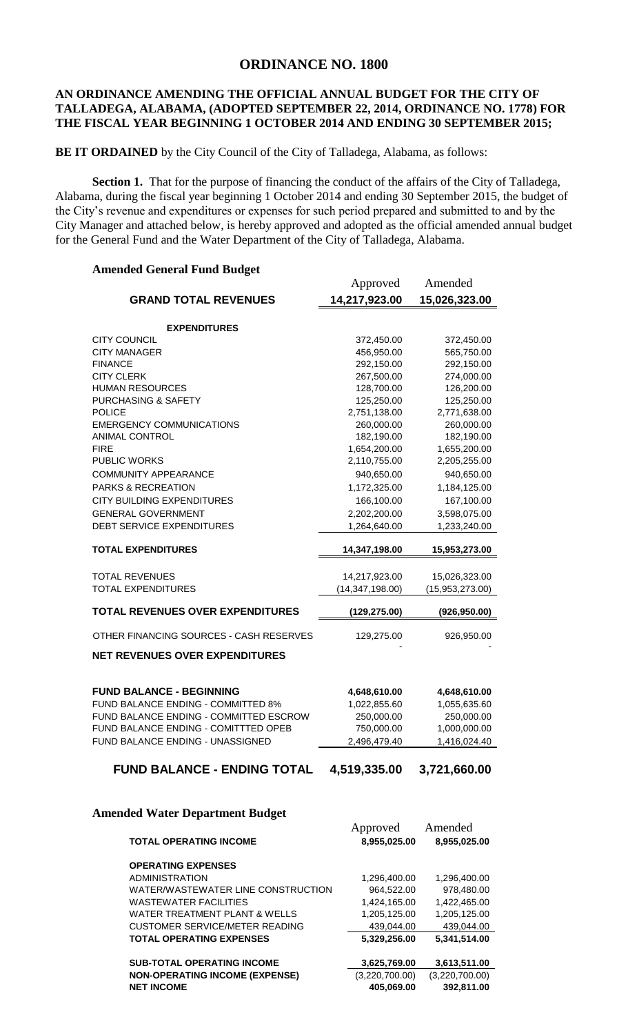# ORDINANCE NO. 1800

## AN ORDINANCE AMENDING THE OFFICIAL ANNUAL BUDGET FOR THE CITY OF TALLADEGA, ALABAMA, (ADOPTED SEPTEMBER 22, 2014, ORDINANCE NO. 1778) FOR THE FISCAL YEAR BEGINNING 1 OCTOBER 2014 AND ENDING 30 SEPTEMBER 2015;

**BE IT ORDAINED** by the City Council of the City of Talladega, Alabama, as follows:

**Section 1.** That for the purpose of financing the conduct of the affairs of the City of Talladega, Alabama, during the fiscal year beginning 1 October 2014 and ending 30 September 2015, the budget of the City's revenue and expenditures or expenses for such period prepared and submitted to and by the City Manager and attached below, is hereby approved and adopted as the official amended annual budget for the General Fund and the Water Department of the City of Talladega, Alabama.

**Amended General Fund Budget**

| | Approved | Amended |
|---|---|---|
| **GRAND TOTAL REVENUES** | **14,217,923.00** | **15,026,323.00** |
| **EXPENDITURES** | | |
| CITY COUNCIL | 372,450.00 | 372,450.00 |
| CITY MANAGER | 456,950.00 | 565,750.00 |
| FINANCE | 292,150.00 | 292,150.00 |
| CITY CLERK | 267,500.00 | 274,000.00 |
| HUMAN RESOURCES | 128,700.00 | 126,200.00 |
| PURCHASING & SAFETY | 125,250.00 | 125,250.00 |
| POLICE | 2,751,138.00 | 2,771,638.00 |
| EMERGENCY COMMUNICATIONS | 260,000.00 | 260,000.00 |
| ANIMAL CONTROL | 182,190.00 | 182,190.00 |
| FIRE | 1,654,200.00 | 1,655,200.00 |
| PUBLIC WORKS | 2,110,755.00 | 2,205,255.00 |
| COMMUNITY APPEARANCE | 940,650.00 | 940,650.00 |
| PARKS & RECREATION | 1,172,325.00 | 1,184,125.00 |
| CITY BUILDING EXPENDITURES | 166,100.00 | 167,100.00 |
| GENERAL GOVERNMENT | 2,202,200.00 | 3,598,075.00 |
| DEBT SERVICE EXPENDITURES | 1,264,640.00 | 1,233,240.00 |
| **TOTAL EXPENDITURES** | **14,347,198.00** | **15,953,273.00** |
| TOTAL REVENUES | 14,217,923.00 | 15,026,323.00 |
| TOTAL EXPENDITURES | (14,347,198.00) | (15,953,273.00) |
| **TOTAL REVENUES OVER EXPENDITURES** | **(129,275.00)** | **(926,950.00)** |
| OTHER FINANCING SOURCES - CASH RESERVES | 129,275.00 | 926,950.00 |
| **NET REVENUES OVER EXPENDITURES** | - | - |
| **FUND BALANCE - BEGINNING** | **4,648,610.00** | **4,648,610.00** |
| FUND BALANCE ENDING - COMMITTED 8% | 1,022,855.60 | 1,055,635.60 |
| FUND BALANCE ENDING - COMMITTED ESCROW | 250,000.00 | 250,000.00 |
| FUND BALANCE ENDING - COMITTTED OPEB | 750,000.00 | 1,000,000.00 |
| FUND BALANCE ENDING - UNASSIGNED | 2,496,479.40 | 1,416,024.40 |
| **FUND BALANCE - ENDING TOTAL** | **4,519,335.00** | **3,721,660.00** |

**Amended Water Department Budget**

| | Approved | Amended |
|---|---|---|
| **TOTAL OPERATING INCOME** | **8,955,025.00** | **8,955,025.00** |
| **OPERATING EXPENSES** | | |
| ADMINISTRATION | 1,296,400.00 | 1,296,400.00 |
| WATER/WASTEWATER LINE CONSTRUCTION | 964,522.00 | 978,480.00 |
| WASTEWATER FACILITIES | 1,424,165.00 | 1,422,465.00 |
| WATER TREATMENT PLANT & WELLS | 1,205,125.00 | 1,205,125.00 |
| CUSTOMER SERVICE/METER READING | 439,044.00 | 439,044.00 |
| **TOTAL OPERATING EXPENSES** | **5,329,256.00** | **5,341,514.00** |
| **SUB-TOTAL OPERATING INCOME** | **3,625,769.00** | **3,613,511.00** |
| **NON-OPERATING INCOME (EXPENSE)** | **(3,220,700.00)** | **(3,220,700.00)** |
| **NET INCOME** | **405,069.00** | **392,811.00** |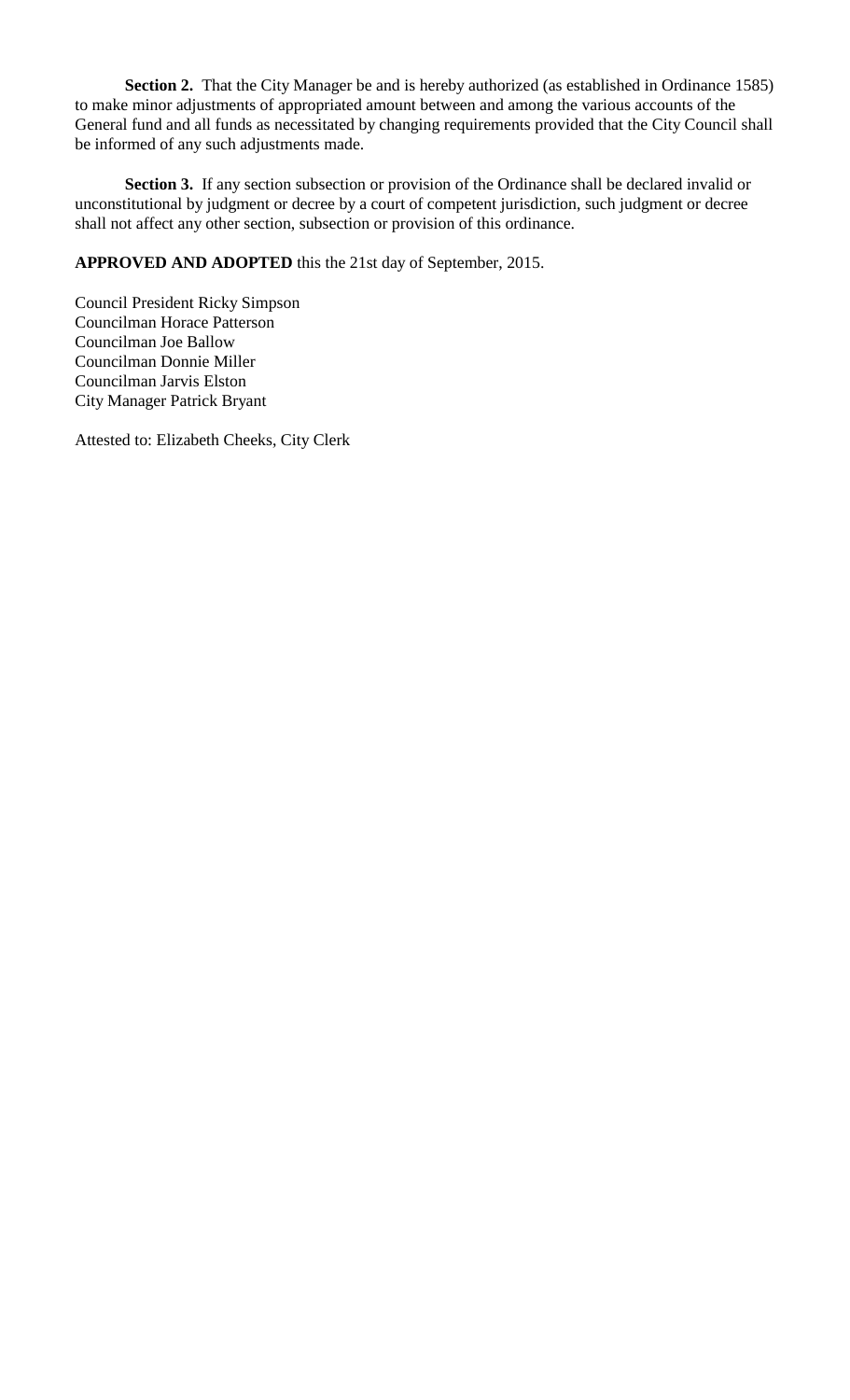**Section 2.** That the City Manager be and is hereby authorized (as established in Ordinance 1585) to make minor adjustments of appropriated amount between and among the various accounts of the General fund and all funds as necessitated by changing requirements provided that the City Council shall be informed of any such adjustments made.

**Section 3.** If any section subsection or provision of the Ordinance shall be declared invalid or unconstitutional by judgment or decree by a court of competent jurisdiction, such judgment or decree shall not affect any other section, subsection or provision of this ordinance.

**APPROVED AND ADOPTED** this the 21st day of September, 2015.

Council President Ricky Simpson
Councilman Horace Patterson
Councilman Joe Ballow
Councilman Donnie Miller
Councilman Jarvis Elston
City Manager Patrick Bryant

Attested to: Elizabeth Cheeks, City Clerk